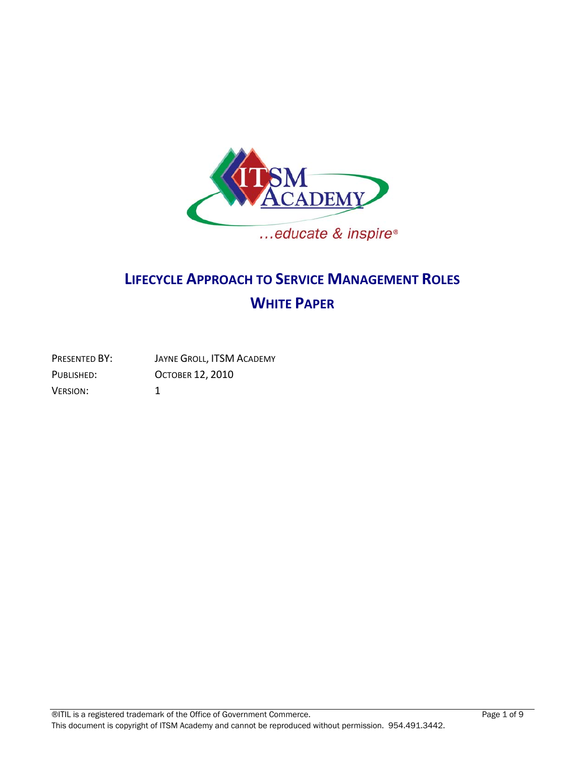# LIFECYCLE APPROACH TO SERVICE MANAGEMENT ROLES

## WHITE PAPER

PRESENTED BY: JAYNE GROLL, ITSM ACADEMY

PUBLISHED: OCTOBER 12, 2010

VERSION: 1

®ITIL is a registered trademark of the Office of Government Commerce.

This document is copyright of ITSM Academy and cannot be reproduced without permission. 954.491.3442.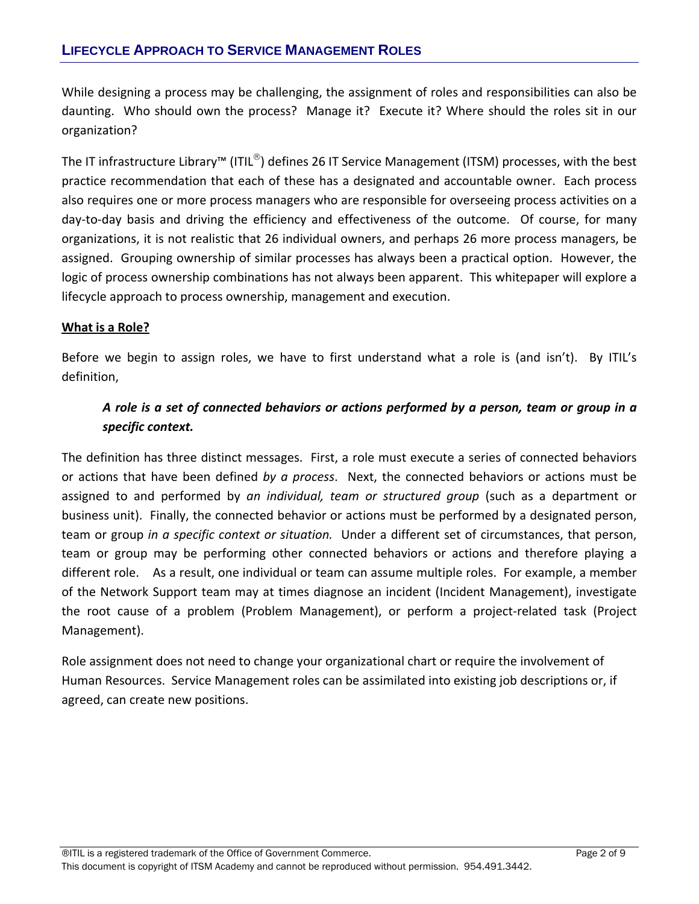While designing a process may be challenging, the assignment of roles and responsibilities can also be daunting. Who should own the process? Manage it? Execute it? Where should the roles sit in our organization?

The IT infrastructure Library™ (ITIL®) defines 26 IT Service Management (ITSM) processes, with the best practice recommendation that each of these has a designated and accountable owner. Each process also requires one or more process managers who are responsible for overseeing process activities on a day-to-day basis and driving the efficiency and effectiveness of the outcome. Of course, for many organizations, it is not realistic that 26 individual owners, and perhaps 26 more process managers, be assigned. Grouping ownership of similar processes has always been a practical option. However, the logic of process ownership combinations has not always been apparent. This whitepaper will explore a lifecycle approach to process ownership, management and execution.

## What is a Role?

Before we begin to assign roles, we have to first understand what a role is (and isn't). By ITIL's definition,

> ***A role is a set of connected behaviors or actions performed by a person, team or group in a specific context.***

The definition has three distinct messages. First, a role must execute a series of connected behaviors or actions that have been defined *by a process*. Next, the connected behaviors or actions must be assigned to and performed by *an individual, team or structured group* (such as a department or business unit). Finally, the connected behavior or actions must be performed by a designated person, team or group *in a specific context or situation.* Under a different set of circumstances, that person, team or group may be performing other connected behaviors or actions and therefore playing a different role. As a result, one individual or team can assume multiple roles. For example, a member of the Network Support team may at times diagnose an incident (Incident Management), investigate the root cause of a problem (Problem Management), or perform a project-related task (Project Management).

Role assignment does not need to change your organizational chart or require the involvement of Human Resources. Service Management roles can be assimilated into existing job descriptions or, if agreed, can create new positions.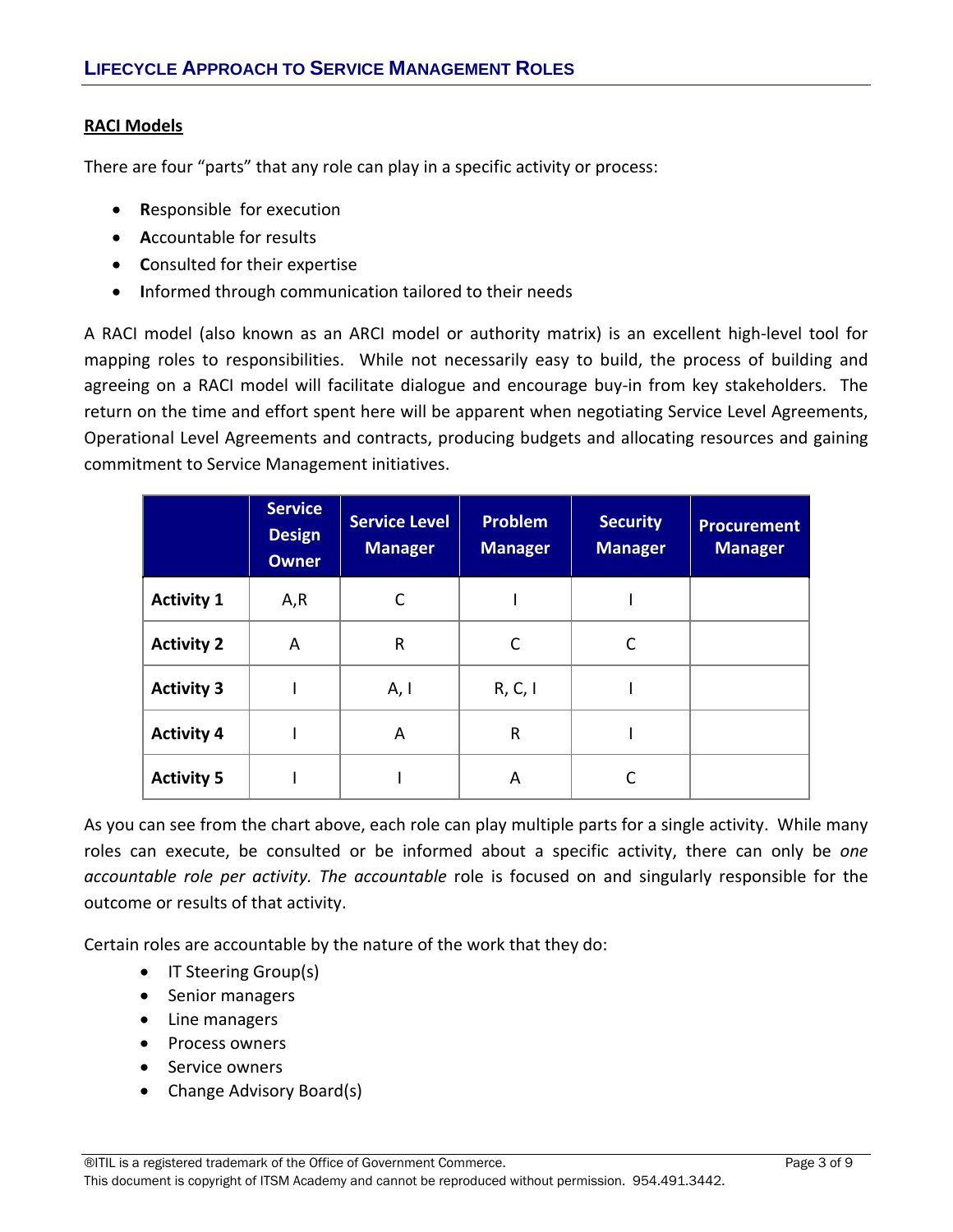## RACI Models

There are four "parts" that any role can play in a specific activity or process:

- **R**esponsible for execution
- **A**ccountable for results
- **C**onsulted for their expertise
- **I**nformed through communication tailored to their needs

A RACI model (also known as an ARCI model or authority matrix) is an excellent high-level tool for mapping roles to responsibilities. While not necessarily easy to build, the process of building and agreeing on a RACI model will facilitate dialogue and encourage buy-in from key stakeholders. The return on the time and effort spent here will be apparent when negotiating Service Level Agreements, Operational Level Agreements and contracts, producing budgets and allocating resources and gaining commitment to Service Management initiatives.

| | Service Design Owner | Service Level Manager | Problem Manager | Security Manager | Procurement Manager |
|---|---|---|---|---|---|
| **Activity 1** | A,R | C | I | I | |
| **Activity 2** | A | R | C | C | |
| **Activity 3** | I | A, I | R, C, I | I | |
| **Activity 4** | I | A | R | I | |
| **Activity 5** | I | I | A | C | |

As you can see from the chart above, each role can play multiple parts for a single activity. While many roles can execute, be consulted or be informed about a specific activity, there can only be *one accountable role per activity. The accountable* role is focused on and singularly responsible for the outcome or results of that activity.

Certain roles are accountable by the nature of the work that they do:

- IT Steering Group(s)
- Senior managers
- Line managers
- Process owners
- Service owners
- Change Advisory Board(s)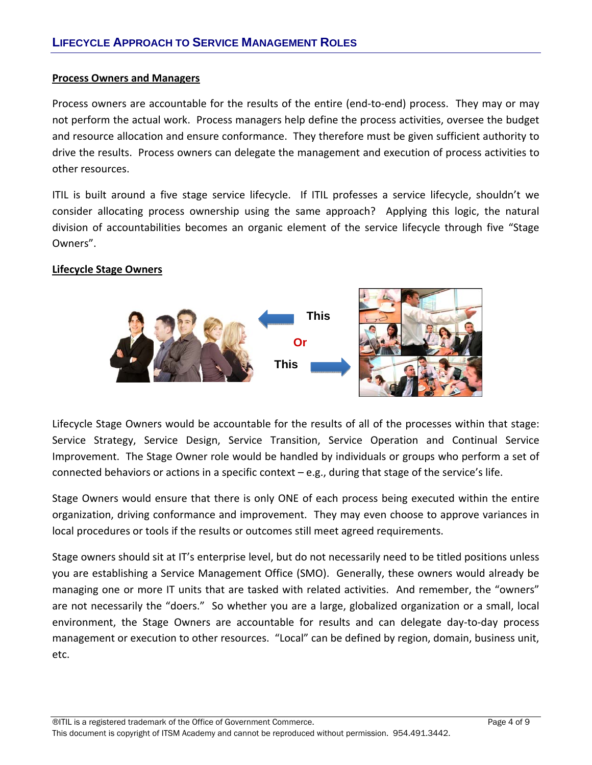## Process Owners and Managers

Process owners are accountable for the results of the entire (end-to-end) process. They may or may not perform the actual work. Process managers help define the process activities, oversee the budget and resource allocation and ensure conformance. They therefore must be given sufficient authority to drive the results. Process owners can delegate the management and execution of process activities to other resources.

ITIL is built around a five stage service lifecycle. If ITIL professes a service lifecycle, shouldn't we consider allocating process ownership using the same approach? Applying this logic, the natural division of accountabilities becomes an organic element of the service lifecycle through five "Stage Owners".

## Lifecycle Stage Owners

This

Or

This

Lifecycle Stage Owners would be accountable for the results of all of the processes within that stage: Service Strategy, Service Design, Service Transition, Service Operation and Continual Service Improvement. The Stage Owner role would be handled by individuals or groups who perform a set of connected behaviors or actions in a specific context – e.g., during that stage of the service's life.

Stage Owners would ensure that there is only ONE of each process being executed within the entire organization, driving conformance and improvement. They may even choose to approve variances in local procedures or tools if the results or outcomes still meet agreed requirements.

Stage owners should sit at IT's enterprise level, but do not necessarily need to be titled positions unless you are establishing a Service Management Office (SMO). Generally, these owners would already be managing one or more IT units that are tasked with related activities. And remember, the "owners" are not necessarily the "doers." So whether you are a large, globalized organization or a small, local environment, the Stage Owners are accountable for results and can delegate day-to-day process management or execution to other resources. "Local" can be defined by region, domain, business unit, etc.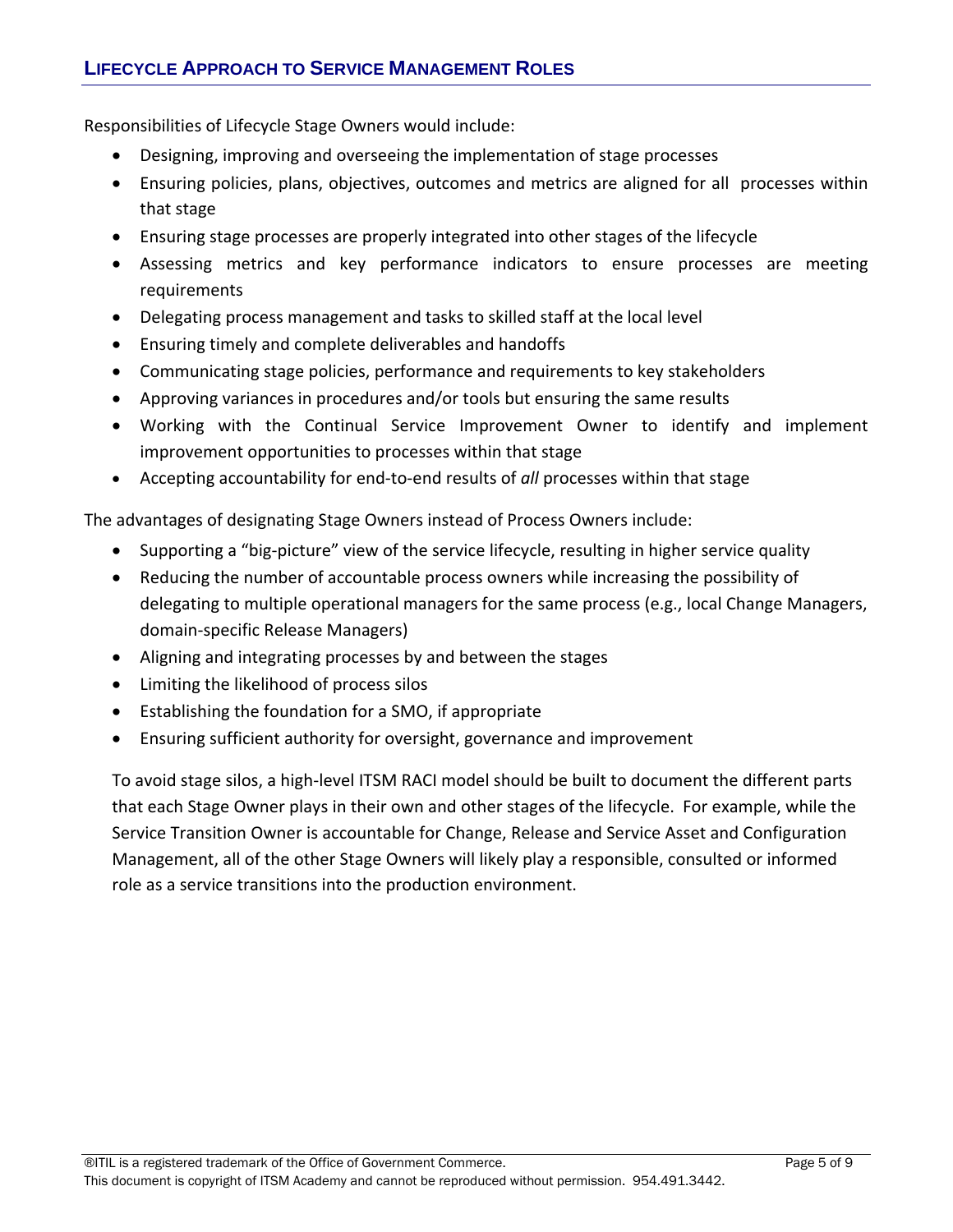Responsibilities of Lifecycle Stage Owners would include:

- Designing, improving and overseeing the implementation of stage processes
- Ensuring policies, plans, objectives, outcomes and metrics are aligned for all processes within that stage
- Ensuring stage processes are properly integrated into other stages of the lifecycle
- Assessing metrics and key performance indicators to ensure processes are meeting requirements
- Delegating process management and tasks to skilled staff at the local level
- Ensuring timely and complete deliverables and handoffs
- Communicating stage policies, performance and requirements to key stakeholders
- Approving variances in procedures and/or tools but ensuring the same results
- Working with the Continual Service Improvement Owner to identify and implement improvement opportunities to processes within that stage
- Accepting accountability for end-to-end results of *all* processes within that stage

The advantages of designating Stage Owners instead of Process Owners include:

- Supporting a "big-picture" view of the service lifecycle, resulting in higher service quality
- Reducing the number of accountable process owners while increasing the possibility of delegating to multiple operational managers for the same process (e.g., local Change Managers, domain-specific Release Managers)
- Aligning and integrating processes by and between the stages
- Limiting the likelihood of process silos
- Establishing the foundation for a SMO, if appropriate
- Ensuring sufficient authority for oversight, governance and improvement

To avoid stage silos, a high-level ITSM RACI model should be built to document the different parts that each Stage Owner plays in their own and other stages of the lifecycle. For example, while the Service Transition Owner is accountable for Change, Release and Service Asset and Configuration Management, all of the other Stage Owners will likely play a responsible, consulted or informed role as a service transitions into the production environment.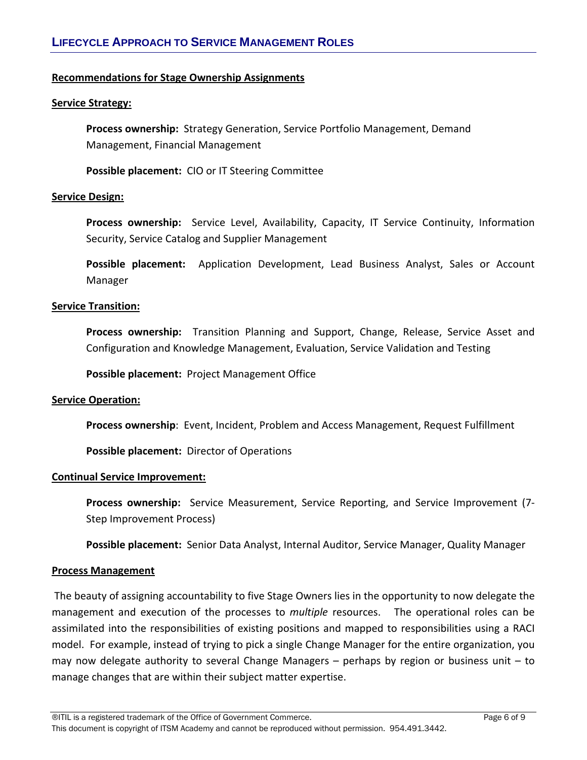**Recommendations for Stage Ownership Assignments**

**Service Strategy:**

**Process ownership:** Strategy Generation, Service Portfolio Management, Demand Management, Financial Management

**Possible placement:** CIO or IT Steering Committee

**Service Design:**

**Process ownership:** Service Level, Availability, Capacity, IT Service Continuity, Information Security, Service Catalog and Supplier Management

**Possible placement:** Application Development, Lead Business Analyst, Sales or Account Manager

**Service Transition:**

**Process ownership:** Transition Planning and Support, Change, Release, Service Asset and Configuration and Knowledge Management, Evaluation, Service Validation and Testing

**Possible placement:** Project Management Office

**Service Operation:**

**Process ownership**: Event, Incident, Problem and Access Management, Request Fulfillment

**Possible placement:** Director of Operations

**Continual Service Improvement:**

**Process ownership:** Service Measurement, Service Reporting, and Service Improvement (7-Step Improvement Process)

**Possible placement:** Senior Data Analyst, Internal Auditor, Service Manager, Quality Manager

**Process Management**

The beauty of assigning accountability to five Stage Owners lies in the opportunity to now delegate the management and execution of the processes to *multiple* resources. The operational roles can be assimilated into the responsibilities of existing positions and mapped to responsibilities using a RACI model. For example, instead of trying to pick a single Change Manager for the entire organization, you may now delegate authority to several Change Managers – perhaps by region or business unit – to manage changes that are within their subject matter expertise.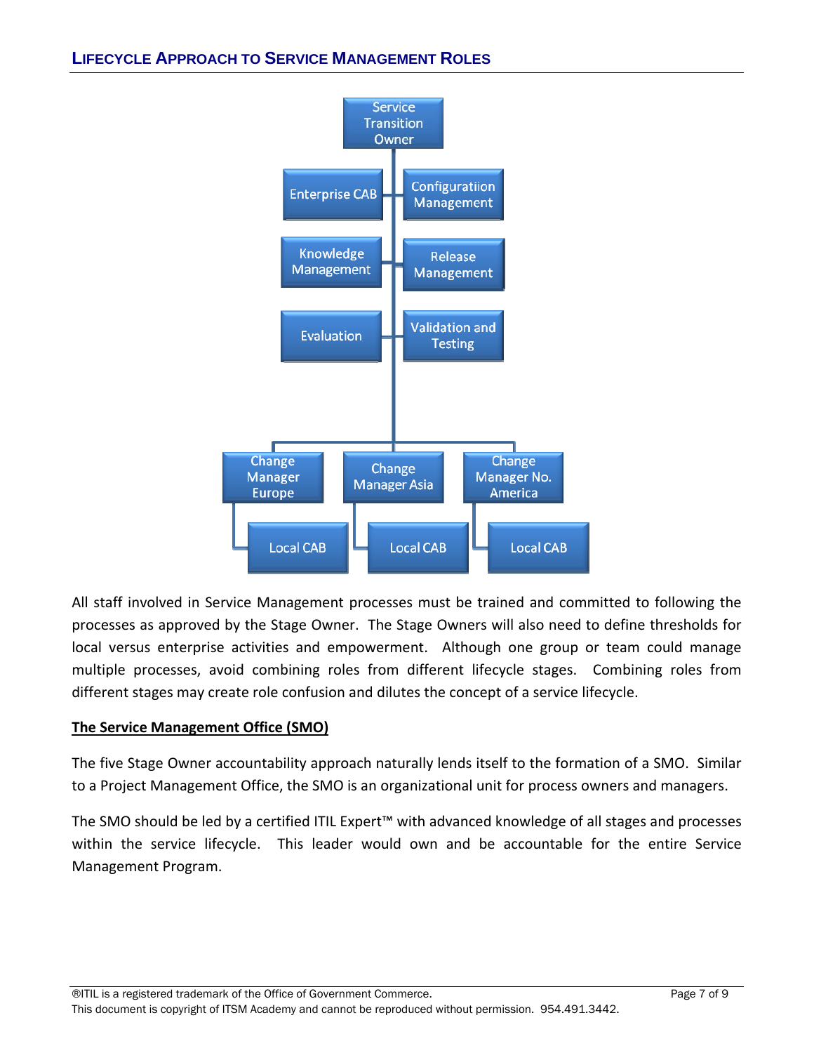- Service Transition Owner
  - Enterprise CAB
  - Configuratiion Management
  - Knowledge Management
  - Release Management
  - Evaluation
  - Validation and Testing
  - Change Manager Europe
    - Local CAB
  - Change Manager Asia
    - Local CAB
  - Change Manager No. America
    - Local CAB

All staff involved in Service Management processes must be trained and committed to following the processes as approved by the Stage Owner. The Stage Owners will also need to define thresholds for local versus enterprise activities and empowerment. Although one group or team could manage multiple processes, avoid combining roles from different lifecycle stages. Combining roles from different stages may create role confusion and dilutes the concept of a service lifecycle.

**The Service Management Office (SMO)**

The five Stage Owner accountability approach naturally lends itself to the formation of a SMO. Similar to a Project Management Office, the SMO is an organizational unit for process owners and managers.

The SMO should be led by a certified ITIL Expert™ with advanced knowledge of all stages and processes within the service lifecycle. This leader would own and be accountable for the entire Service Management Program.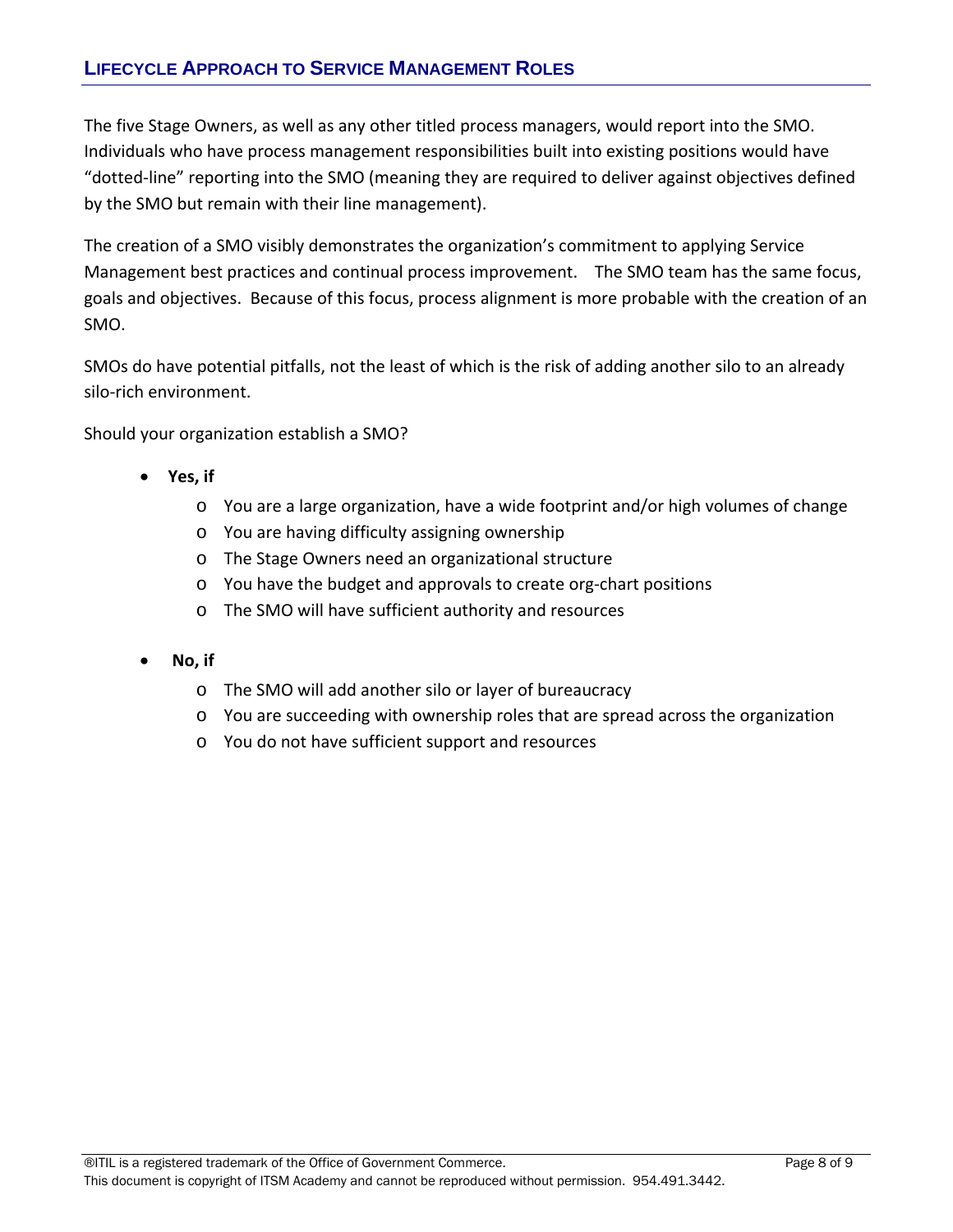The five Stage Owners, as well as any other titled process managers, would report into the SMO. Individuals who have process management responsibilities built into existing positions would have "dotted-line" reporting into the SMO (meaning they are required to deliver against objectives defined by the SMO but remain with their line management).

The creation of a SMO visibly demonstrates the organization's commitment to applying Service Management best practices and continual process improvement. The SMO team has the same focus, goals and objectives. Because of this focus, process alignment is more probable with the creation of an SMO.

SMOs do have potential pitfalls, not the least of which is the risk of adding another silo to an already silo-rich environment.

Should your organization establish a SMO?

- **Yes, if**
  - You are a large organization, have a wide footprint and/or high volumes of change
  - You are having difficulty assigning ownership
  - The Stage Owners need an organizational structure
  - You have the budget and approvals to create org-chart positions
  - The SMO will have sufficient authority and resources
- **No, if**
  - The SMO will add another silo or layer of bureaucracy
  - You are succeeding with ownership roles that are spread across the organization
  - You do not have sufficient support and resources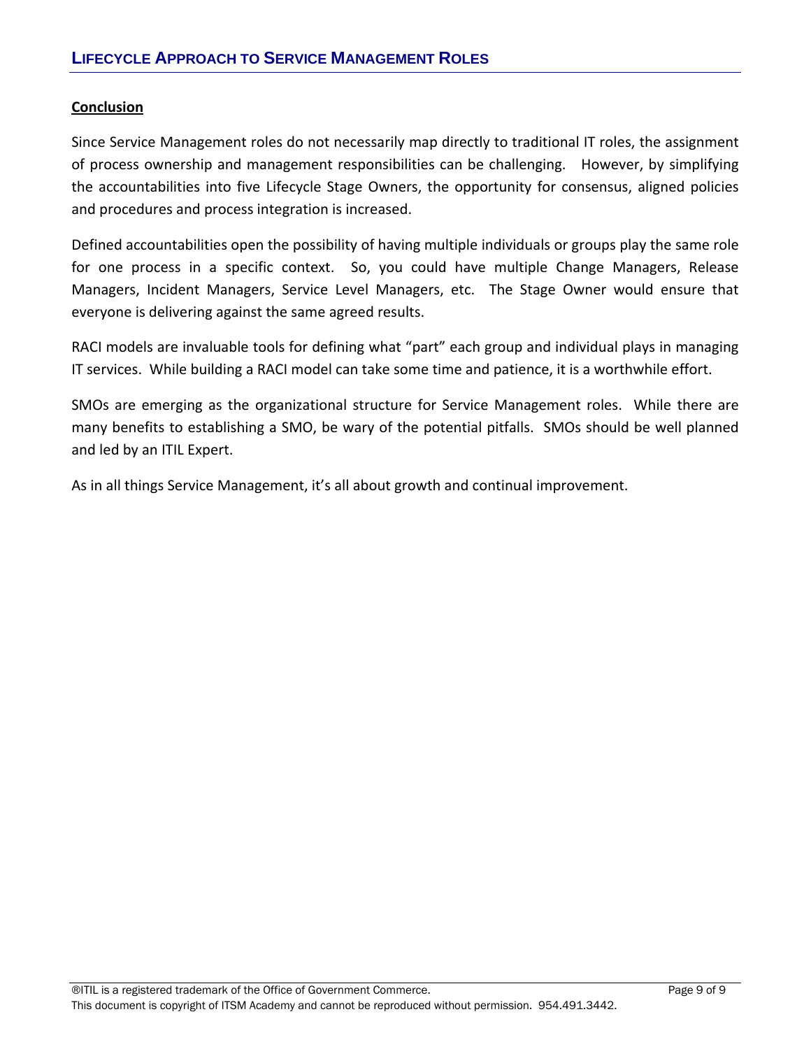## Conclusion

Since Service Management roles do not necessarily map directly to traditional IT roles, the assignment of process ownership and management responsibilities can be challenging. However, by simplifying the accountabilities into five Lifecycle Stage Owners, the opportunity for consensus, aligned policies and procedures and process integration is increased.

Defined accountabilities open the possibility of having multiple individuals or groups play the same role for one process in a specific context. So, you could have multiple Change Managers, Release Managers, Incident Managers, Service Level Managers, etc. The Stage Owner would ensure that everyone is delivering against the same agreed results.

RACI models are invaluable tools for defining what "part" each group and individual plays in managing IT services. While building a RACI model can take some time and patience, it is a worthwhile effort.

SMOs are emerging as the organizational structure for Service Management roles. While there are many benefits to establishing a SMO, be wary of the potential pitfalls. SMOs should be well planned and led by an ITIL Expert.

As in all things Service Management, it's all about growth and continual improvement.